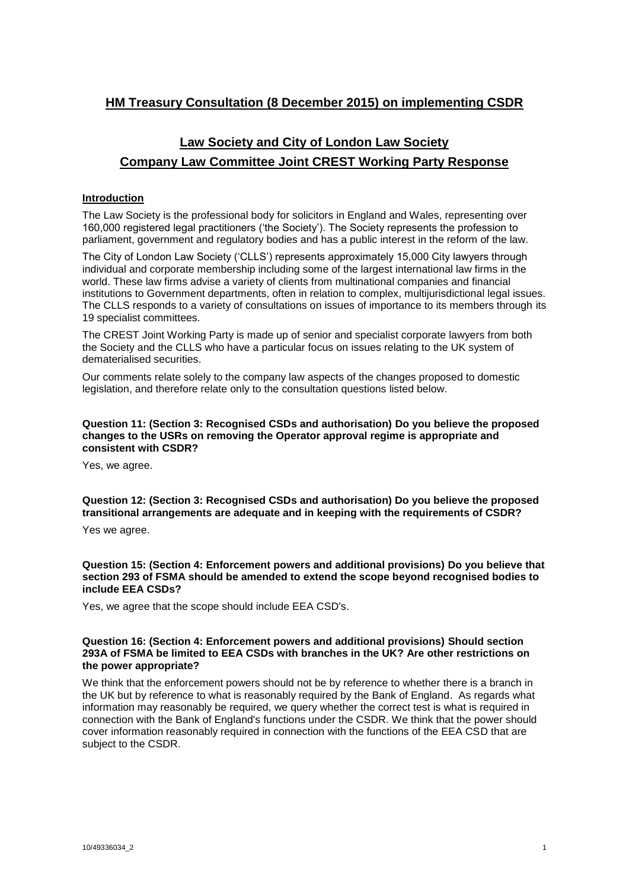# HM Treasury Consultation (8 December 2015) on implementing CSDR

## Law Society and City of London Law Society Company Law Committee Joint CREST Working Party Response

### Introduction

The Law Society is the professional body for solicitors in England and Wales, representing over 160,000 registered legal practitioners ('the Society'). The Society represents the profession to parliament, government and regulatory bodies and has a public interest in the reform of the law.

The City of London Law Society ('CLLS') represents approximately 15,000 City lawyers through individual and corporate membership including some of the largest international law firms in the world. These law firms advise a variety of clients from multinational companies and financial institutions to Government departments, often in relation to complex, multijurisdictional legal issues. The CLLS responds to a variety of consultations on issues of importance to its members through its 19 specialist committees.

The CREST Joint Working Party is made up of senior and specialist corporate lawyers from both the Society and the CLLS who have a particular focus on issues relating to the UK system of dematerialised securities.

Our comments relate solely to the company law aspects of the changes proposed to domestic legislation, and therefore relate only to the consultation questions listed below.

**Question 11: (Section 3: Recognised CSDs and authorisation) Do you believe the proposed changes to the USRs on removing the Operator approval regime is appropriate and consistent with CSDR?**

Yes, we agree.

**Question 12: (Section 3: Recognised CSDs and authorisation) Do you believe the proposed transitional arrangements are adequate and in keeping with the requirements of CSDR?**

Yes we agree.

**Question 15: (Section 4: Enforcement powers and additional provisions) Do you believe that section 293 of FSMA should be amended to extend the scope beyond recognised bodies to include EEA CSDs?**

Yes, we agree that the scope should include EEA CSD's.

**Question 16: (Section 4: Enforcement powers and additional provisions) Should section 293A of FSMA be limited to EEA CSDs with branches in the UK? Are other restrictions on the power appropriate?**

We think that the enforcement powers should not be by reference to whether there is a branch in the UK but by reference to what is reasonably required by the Bank of England. As regards what information may reasonably be required, we query whether the correct test is what is required in connection with the Bank of England's functions under the CSDR. We think that the power should cover information reasonably required in connection with the functions of the EEA CSD that are subject to the CSDR.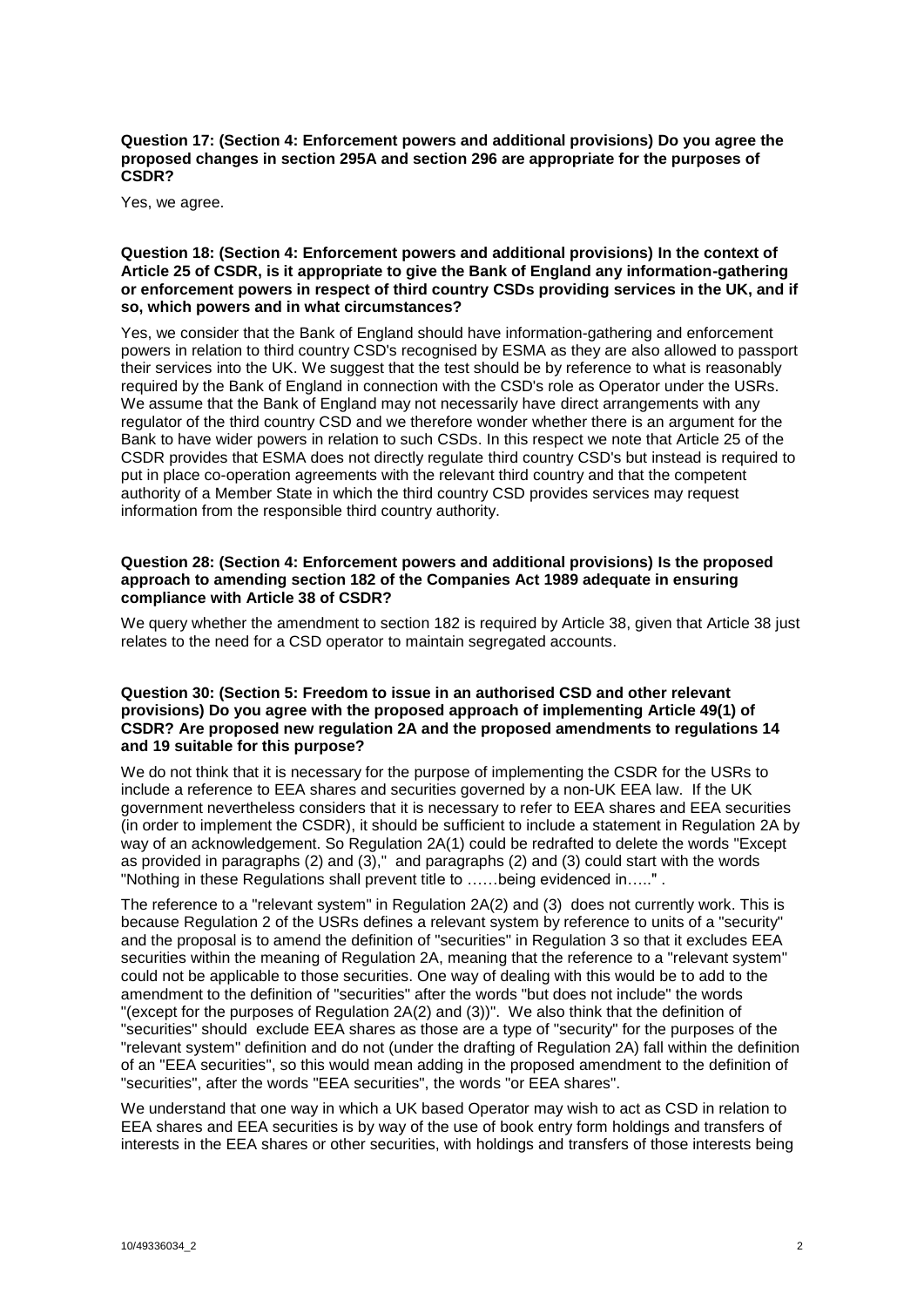**Question 17: (Section 4: Enforcement powers and additional provisions) Do you agree the proposed changes in section 295A and section 296 are appropriate for the purposes of CSDR?**

Yes, we agree.

**Question 18: (Section 4: Enforcement powers and additional provisions) In the context of Article 25 of CSDR, is it appropriate to give the Bank of England any information-gathering or enforcement powers in respect of third country CSDs providing services in the UK, and if so, which powers and in what circumstances?**

Yes, we consider that the Bank of England should have information-gathering and enforcement powers in relation to third country CSD's recognised by ESMA as they are also allowed to passport their services into the UK. We suggest that the test should be by reference to what is reasonably required by the Bank of England in connection with the CSD's role as Operator under the USRs. We assume that the Bank of England may not necessarily have direct arrangements with any regulator of the third country CSD and we therefore wonder whether there is an argument for the Bank to have wider powers in relation to such CSDs. In this respect we note that Article 25 of the CSDR provides that ESMA does not directly regulate third country CSD's but instead is required to put in place co-operation agreements with the relevant third country and that the competent authority of a Member State in which the third country CSD provides services may request information from the responsible third country authority.

**Question 28: (Section 4: Enforcement powers and additional provisions) Is the proposed approach to amending section 182 of the Companies Act 1989 adequate in ensuring compliance with Article 38 of CSDR?**

We query whether the amendment to section 182 is required by Article 38, given that Article 38 just relates to the need for a CSD operator to maintain segregated accounts.

**Question 30: (Section 5: Freedom to issue in an authorised CSD and other relevant provisions) Do you agree with the proposed approach of implementing Article 49(1) of CSDR? Are proposed new regulation 2A and the proposed amendments to regulations 14 and 19 suitable for this purpose?**

We do not think that it is necessary for the purpose of implementing the CSDR for the USRs to include a reference to EEA shares and securities governed by a non-UK EEA law. If the UK government nevertheless considers that it is necessary to refer to EEA shares and EEA securities (in order to implement the CSDR), it should be sufficient to include a statement in Regulation 2A by way of an acknowledgement. So Regulation 2A(1) could be redrafted to delete the words "Except as provided in paragraphs (2) and (3)," and paragraphs (2) and (3) could start with the words "Nothing in these Regulations shall prevent title to ……being evidenced in….." .

The reference to a "relevant system" in Regulation 2A(2) and (3) does not currently work. This is because Regulation 2 of the USRs defines a relevant system by reference to units of a "security" and the proposal is to amend the definition of "securities" in Regulation 3 so that it excludes EEA securities within the meaning of Regulation 2A, meaning that the reference to a "relevant system" could not be applicable to those securities. One way of dealing with this would be to add to the amendment to the definition of "securities" after the words "but does not include" the words "(except for the purposes of Regulation 2A(2) and (3))". We also think that the definition of "securities" should exclude EEA shares as those are a type of "security" for the purposes of the "relevant system" definition and do not (under the drafting of Regulation 2A) fall within the definition of an "EEA securities", so this would mean adding in the proposed amendment to the definition of "securities", after the words "EEA securities", the words "or EEA shares".

We understand that one way in which a UK based Operator may wish to act as CSD in relation to EEA shares and EEA securities is by way of the use of book entry form holdings and transfers of interests in the EEA shares or other securities, with holdings and transfers of those interests being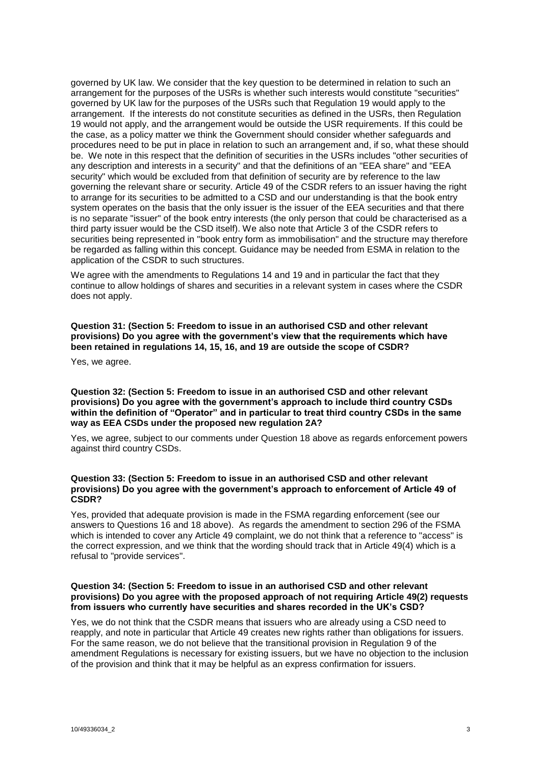governed by UK law. We consider that the key question to be determined in relation to such an arrangement for the purposes of the USRs is whether such interests would constitute "securities" governed by UK law for the purposes of the USRs such that Regulation 19 would apply to the arrangement. If the interests do not constitute securities as defined in the USRs, then Regulation 19 would not apply, and the arrangement would be outside the USR requirements. If this could be the case, as a policy matter we think the Government should consider whether safeguards and procedures need to be put in place in relation to such an arrangement and, if so, what these should be. We note in this respect that the definition of securities in the USRs includes "other securities of any description and interests in a security" and that the definitions of an "EEA share" and "EEA security" which would be excluded from that definition of security are by reference to the law governing the relevant share or security. Article 49 of the CSDR refers to an issuer having the right to arrange for its securities to be admitted to a CSD and our understanding is that the book entry system operates on the basis that the only issuer is the issuer of the EEA securities and that there is no separate "issuer" of the book entry interests (the only person that could be characterised as a third party issuer would be the CSD itself). We also note that Article 3 of the CSDR refers to securities being represented in "book entry form as immobilisation" and the structure may therefore be regarded as falling within this concept. Guidance may be needed from ESMA in relation to the application of the CSDR to such structures.

We agree with the amendments to Regulations 14 and 19 and in particular the fact that they continue to allow holdings of shares and securities in a relevant system in cases where the CSDR does not apply.

**Question 31: (Section 5: Freedom to issue in an authorised CSD and other relevant provisions) Do you agree with the government's view that the requirements which have been retained in regulations 14, 15, 16, and 19 are outside the scope of CSDR?**

Yes, we agree.

**Question 32: (Section 5: Freedom to issue in an authorised CSD and other relevant provisions) Do you agree with the government's approach to include third country CSDs within the definition of "Operator" and in particular to treat third country CSDs in the same way as EEA CSDs under the proposed new regulation 2A?**

Yes, we agree, subject to our comments under Question 18 above as regards enforcement powers against third country CSDs.

**Question 33: (Section 5: Freedom to issue in an authorised CSD and other relevant provisions) Do you agree with the government's approach to enforcement of Article 49 of CSDR?**

Yes, provided that adequate provision is made in the FSMA regarding enforcement (see our answers to Questions 16 and 18 above). As regards the amendment to section 296 of the FSMA which is intended to cover any Article 49 complaint, we do not think that a reference to "access" is the correct expression, and we think that the wording should track that in Article 49(4) which is a refusal to "provide services".

**Question 34: (Section 5: Freedom to issue in an authorised CSD and other relevant provisions) Do you agree with the proposed approach of not requiring Article 49(2) requests from issuers who currently have securities and shares recorded in the UK's CSD?**

Yes, we do not think that the CSDR means that issuers who are already using a CSD need to reapply, and note in particular that Article 49 creates new rights rather than obligations for issuers. For the same reason, we do not believe that the transitional provision in Regulation 9 of the amendment Regulations is necessary for existing issuers, but we have no objection to the inclusion of the provision and think that it may be helpful as an express confirmation for issuers.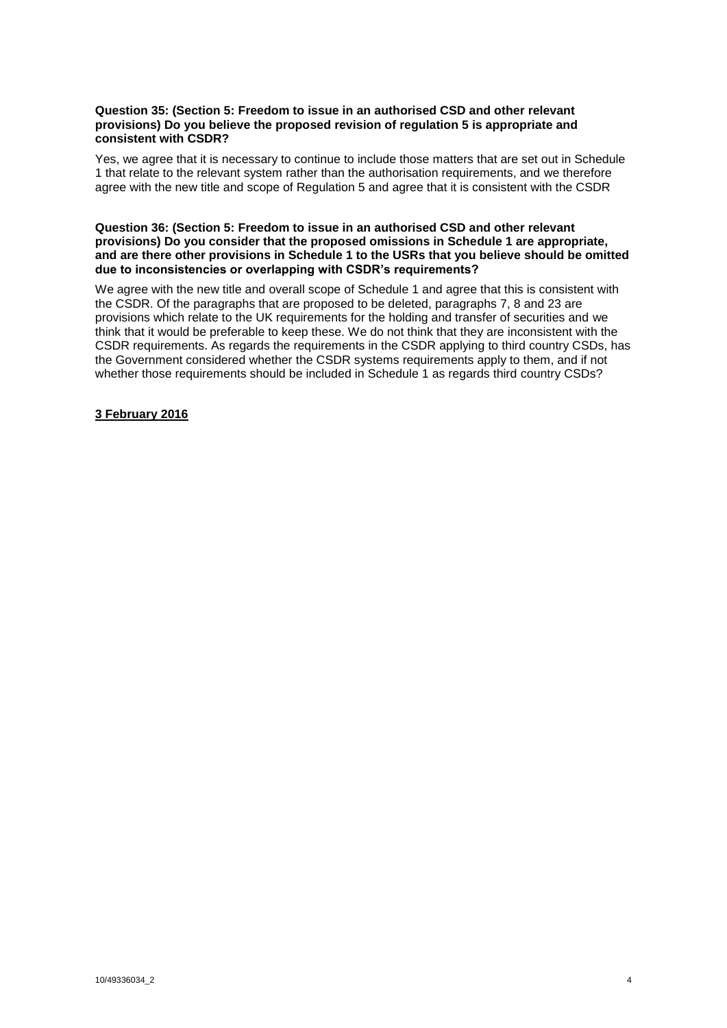**Question 35: (Section 5: Freedom to issue in an authorised CSD and other relevant provisions) Do you believe the proposed revision of regulation 5 is appropriate and consistent with CSDR?**

Yes, we agree that it is necessary to continue to include those matters that are set out in Schedule 1 that relate to the relevant system rather than the authorisation requirements, and we therefore agree with the new title and scope of Regulation 5 and agree that it is consistent with the CSDR

**Question 36: (Section 5: Freedom to issue in an authorised CSD and other relevant provisions) Do you consider that the proposed omissions in Schedule 1 are appropriate, and are there other provisions in Schedule 1 to the USRs that you believe should be omitted due to inconsistencies or overlapping with CSDR's requirements?**

We agree with the new title and overall scope of Schedule 1 and agree that this is consistent with the CSDR. Of the paragraphs that are proposed to be deleted, paragraphs 7, 8 and 23 are provisions which relate to the UK requirements for the holding and transfer of securities and we think that it would be preferable to keep these. We do not think that they are inconsistent with the CSDR requirements. As regards the requirements in the CSDR applying to third country CSDs, has the Government considered whether the CSDR systems requirements apply to them, and if not whether those requirements should be included in Schedule 1 as regards third country CSDs?

**3 February 2016**

10/49336034_2